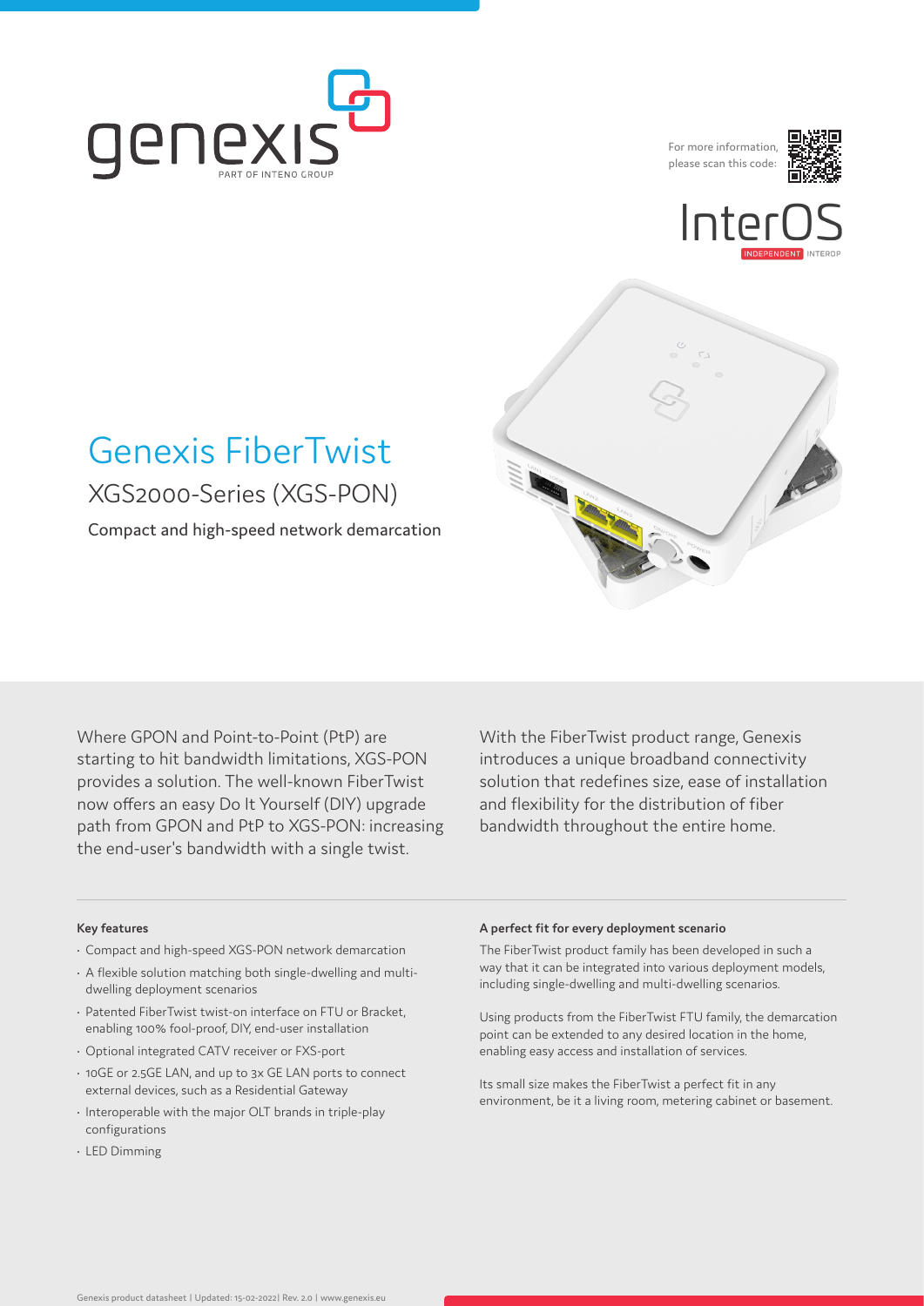# Genexis FiberTwist

## XGS2000-Series (XGS-PON)

Compact and high-speed network demarcation

For more information, please scan this code:

Where GPON and Point-to-Point (PtP) are starting to hit bandwidth limitations, XGS-PON provides a solution. The well-known FiberTwist now offers an easy Do It Yourself (DIY) upgrade path from GPON and PtP to XGS-PON: increasing the end-user's bandwidth with a single twist.

With the FiberTwist product range, Genexis introduces a unique broadband connectivity solution that redefines size, ease of installation and flexibility for the distribution of fiber bandwidth throughout the entire home.

**Key features**

- Compact and high-speed XGS-PON network demarcation
- A flexible solution matching both single-dwelling and multi-dwelling deployment scenarios
- Patented FiberTwist twist-on interface on FTU or Bracket, enabling 100% fool-proof, DIY, end-user installation
- Optional integrated CATV receiver or FXS-port
- 10GE or 2.5GE LAN, and up to 3x GE LAN ports to connect external devices, such as a Residential Gateway
- Interoperable with the major OLT brands in triple-play configurations
- LED Dimming

**A perfect fit for every deployment scenario**

The FiberTwist product family has been developed in such a way that it can be integrated into various deployment models, including single-dwelling and multi-dwelling scenarios.

Using products from the FiberTwist FTU family, the demarcation point can be extended to any desired location in the home, enabling easy access and installation of services.

Its small size makes the FiberTwist a perfect fit in any environment, be it a living room, metering cabinet or basement.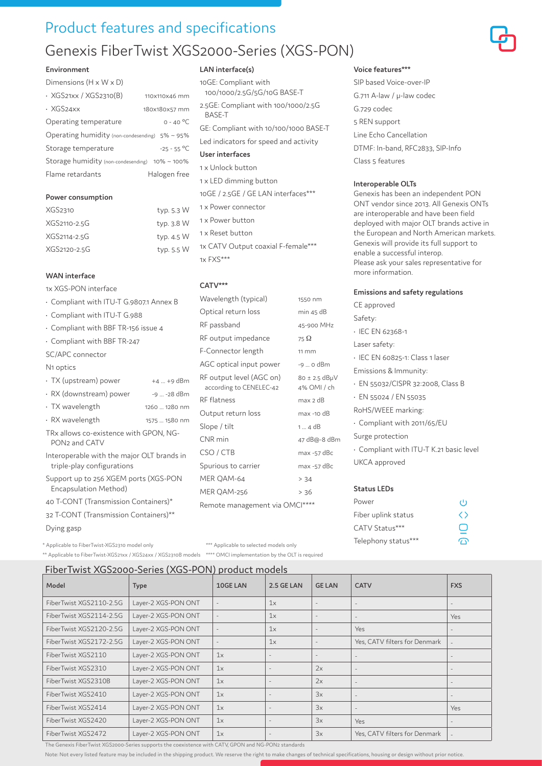# Product features and specifications

## Genexis FiberTwist XGS2000-Series (XGS-PON)

### Environment

Dimensions (H x W x D)

| | |
|---|---|
| · XGS21xx / XGS2310(B) | 110x110x46 mm |
| · XGS24xx | 180x180x57 mm |
| Operating temperature | 0 - 40 °C |
| Operating humidity (non-condensing) | 5% ~ 95% |
| Storage temperature | -25 - 55 °C |
| Storage humidity (non-condensing) | 10% ~ 100% |
| Flame retardants | Halogen free |

### Power consumption

| | |
|---|---|
| XGS2310 | typ. 5.3 W |
| XGS2110-2.5G | typ. 3.8 W |
| XGS2114-2.5G | typ. 4.5 W |
| XGS2120-2.5G | typ. 5.5 W |

### WAN interface

1x XGS-PON interface

- Compliant with ITU-T G.9807.1 Annex B
- Compliant with ITU-T G.988
- Compliant with BBF TR-156 issue 4
- Compliant with BBF TR-247

SC/APC connector

N1 optics

| | |
|---|---|
| · TX (upstream) power | +4 ... +9 dBm |
| · RX (downstream) power | -9 ... -28 dBm |
| · TX wavelength | 1260 ... 1280 nm |
| · RX wavelength | 1575 ... 1580 nm |

TRx allows co-existence with GPON, NG-PON2 and CATV

Interoperable with the major OLT brands in triple-play configurations

Support up to 256 XGEM ports (XGS-PON Encapsulation Method)

40 T-CONT (Transmission Containers)*

32 T-CONT (Transmission Containers)**

Dying gasp

### LAN interface(s)

10GE: Compliant with 100/1000/2.5G/5G/10G BASE-T

2.5GE: Compliant with 100/1000/2.5G BASE-T

GE: Compliant with 10/100/1000 BASE-T

Led indicators for speed and activity

### User interfaces

1 x Unlock button

1 x LED dimming button

10GE / 2.5GE / GE LAN interfaces***

1 x Power connector

1 x Power button

1 x Reset button

1x CATV Output coaxial F-female***

1x FXS***

### CATV***

| | |
|---|---|
| Wavelength (typical) | 1550 nm |
| Optical return loss | min 45 dB |
| RF passband | 45-900 MHz |
| RF output impedance | 75 Ω |
| F-Connector length | 11 mm |
| AGC optical input power | -9 ... 0 dBm |
| RF output level (AGC on) according to CENELEC-42 | 80 ± 2.5 dBµV 4% OMI / ch |
| RF flatness | max 2 dB |
| Output return loss | max -10 dB |
| Slope / tilt | 1 ... 4 dB |
| CNR min | 47 dB@-8 dBm |
| CSO / CTB | max -57 dBc |
| Spurious to carrier | max -57 dBc |
| MER QAM-64 | > 34 |
| MER QAM-256 | > 36 |

Remote management via OMCI****

### Voice features***

SIP based Voice-over-IP

G.711 A-law / µ-law codec

G.729 codec

5 REN support

Line Echo Cancellation

DTMF: In-band, RFC2833, SIP-Info

Class 5 features

### Interoperable OLTs

Genexis has been an independent PON ONT vendor since 2013. All Genexis ONTs are interoperable and have been field deployed with major OLT brands active in the European and North American markets. Genexis will provide its full support to enable a successful interop.
Please ask your sales representative for more information.

### Emissions and safety regulations

CE approved

Safety:

- IEC EN 62368-1

Laser safety:

- IEC EN 60825-1: Class 1 laser

Emissions & Immunity:

- EN 55032/CISPR 32:2008, Class B
- EN 55024 / EN 55035

RoHS/WEEE marking:

- Compliant with 2011/65/EU

Surge protection

- Compliant with ITU-T K.21 basic level

UKCA approved

### Status LEDs

Power

Fiber uplink status

CATV Status***

Telephony status***

\* Applicable to FiberTwist-XGS2310 model only

** Applicable to FiberTwist-XGS21xx / XGS24xx / XGS2310B models

*** Applicable to selected models only

**** OMCI implementation by the OLT is required

## FiberTwist XGS2000-Series (XGS-PON) product models

| Model | Type | 10GE LAN | 2.5 GE LAN | GE LAN | CATV | FXS |
|---|---|---|---|---|---|---|
| FiberTwist XGS2110-2.5G | Layer-2 XGS-PON ONT | - | 1x | - | - | - |
| FiberTwist XGS2114-2.5G | Layer-2 XGS-PON ONT | - | 1x | - | - | Yes |
| FiberTwist XGS2120-2.5G | Layer-2 XGS-PON ONT | - | 1x | - | Yes | - |
| FiberTwist XGS2172-2.5G | Layer-2 XGS-PON ONT | - | 1x | - | Yes, CATV filters for Denmark | - |
| FiberTwist XGS2110 | Layer-2 XGS-PON ONT | 1x | - | - | - | - |
| FiberTwist XGS2310 | Layer-2 XGS-PON ONT | 1x | - | 2x | - | - |
| FiberTwist XGS2310B | Layer-2 XGS-PON ONT | 1x | - | 2x | - | - |
| FiberTwist XGS2410 | Layer-2 XGS-PON ONT | 1x | - | 3x | - | - |
| FiberTwist XGS2414 | Layer-2 XGS-PON ONT | 1x | - | 3x | - | Yes |
| FiberTwist XGS2420 | Layer-2 XGS-PON ONT | 1x | - | 3x | Yes | - |
| FiberTwist XGS2472 | Layer-2 XGS-PON ONT | 1x | - | 3x | Yes, CATV filters for Denmark | - |

The Genexis FiberTwist XGS2000-Series supports the coexistence with CATV, GPON and NG-PON2 standards

Note: Not every listed feature may be included in the shipping product. We reserve the right to make changes of technical specifications, housing or design without prior notice.